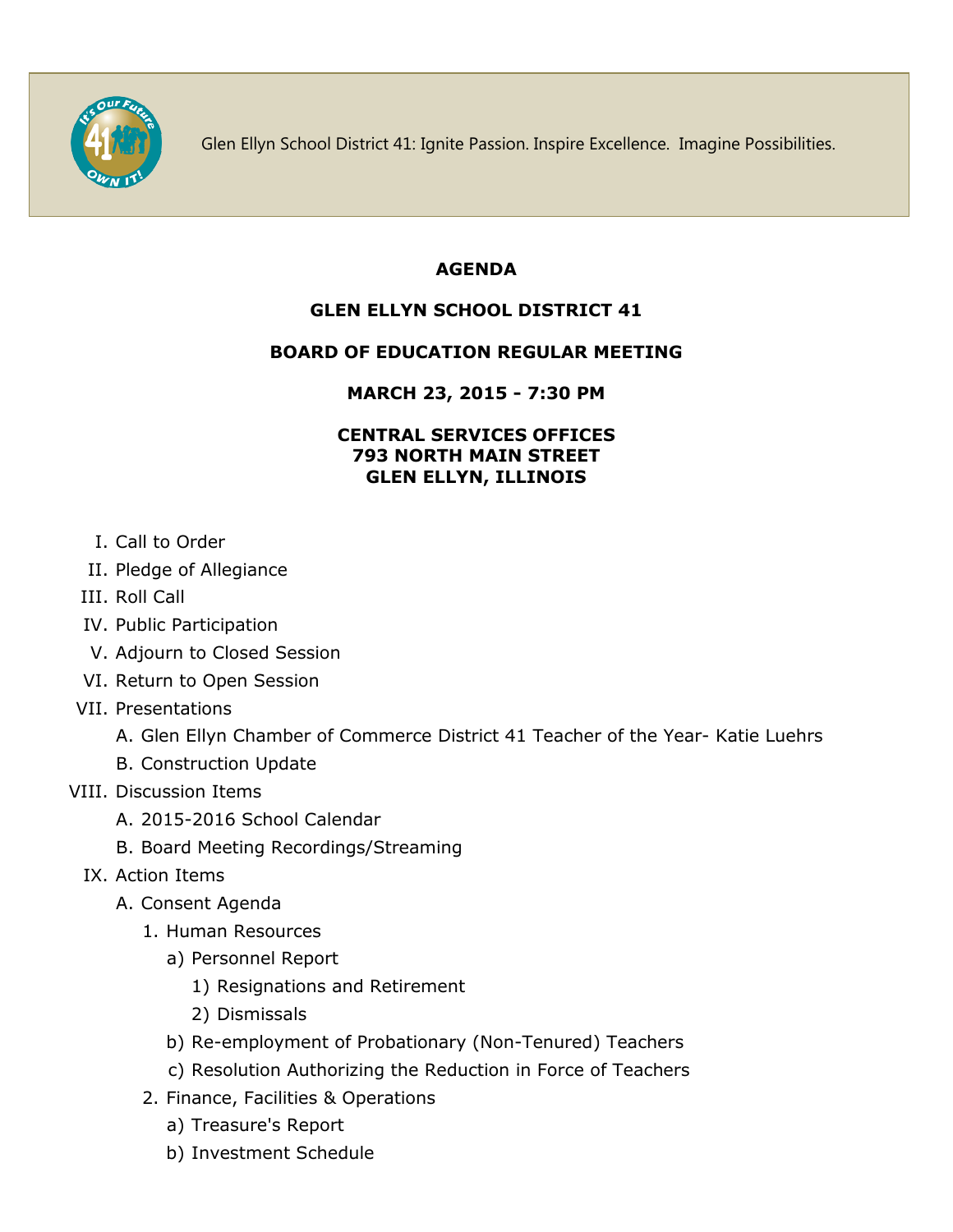Glen Ellyn School District 41: Ignite Passion. Inspire Excellence. Imagine Possibilities.

**AGENDA**

**GLEN ELLYN SCHOOL DISTRICT 41**

**BOARD OF EDUCATION REGULAR MEETING**

**MARCH 23, 2015 - 7:30 PM**

**CENTRAL SERVICES OFFICES**
**793 NORTH MAIN STREET**
**GLEN ELLYN, ILLINOIS**

I. Call to Order

II. Pledge of Allegiance

III. Roll Call

IV. Public Participation

V. Adjourn to Closed Session

VI. Return to Open Session

VII. Presentations
   - A. Glen Ellyn Chamber of Commerce District 41 Teacher of the Year- Katie Luehrs
   - B. Construction Update

VIII. Discussion Items
   - A. 2015-2016 School Calendar
   - B. Board Meeting Recordings/Streaming

IX. Action Items
   - A. Consent Agenda
      1. Human Resources
         - a) Personnel Report
            - 1) Resignations and Retirement
            - 2) Dismissals
         - b) Re-employment of Probationary (Non-Tenured) Teachers
         - c) Resolution Authorizing the Reduction in Force of Teachers
      2. Finance, Facilities & Operations
         - a) Treasure's Report
         - b) Investment Schedule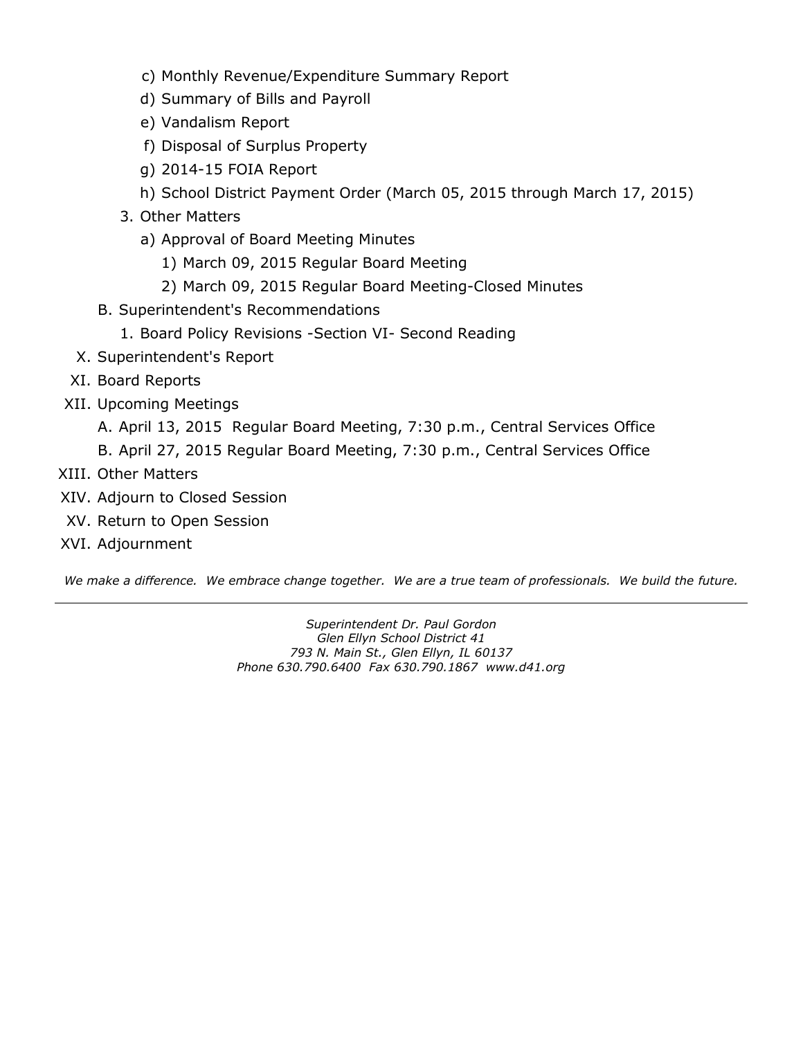c) Monthly Revenue/Expenditure Summary Report

d) Summary of Bills and Payroll

e) Vandalism Report

f) Disposal of Surplus Property

g) 2014-15 FOIA Report

h) School District Payment Order (March 05, 2015 through March 17, 2015)

3. Other Matters

a) Approval of Board Meeting Minutes

1) March 09, 2015 Regular Board Meeting

2) March 09, 2015 Regular Board Meeting-Closed Minutes

B. Superintendent's Recommendations

1. Board Policy Revisions -Section VI- Second Reading

X. Superintendent's Report

XI. Board Reports

XII. Upcoming Meetings

A. April 13, 2015 Regular Board Meeting, 7:30 p.m., Central Services Office

B. April 27, 2015 Regular Board Meeting, 7:30 p.m., Central Services Office

XIII. Other Matters

XIV. Adjourn to Closed Session

XV. Return to Open Session

XVI. Adjournment

*We make a difference. We embrace change together. We are a true team of professionals. We build the future.*

---

*Superintendent Dr. Paul Gordon*
*Glen Ellyn School District 41*
*793 N. Main St., Glen Ellyn, IL 60137*
*Phone 630.790.6400 Fax 630.790.1867 www.d41.org*